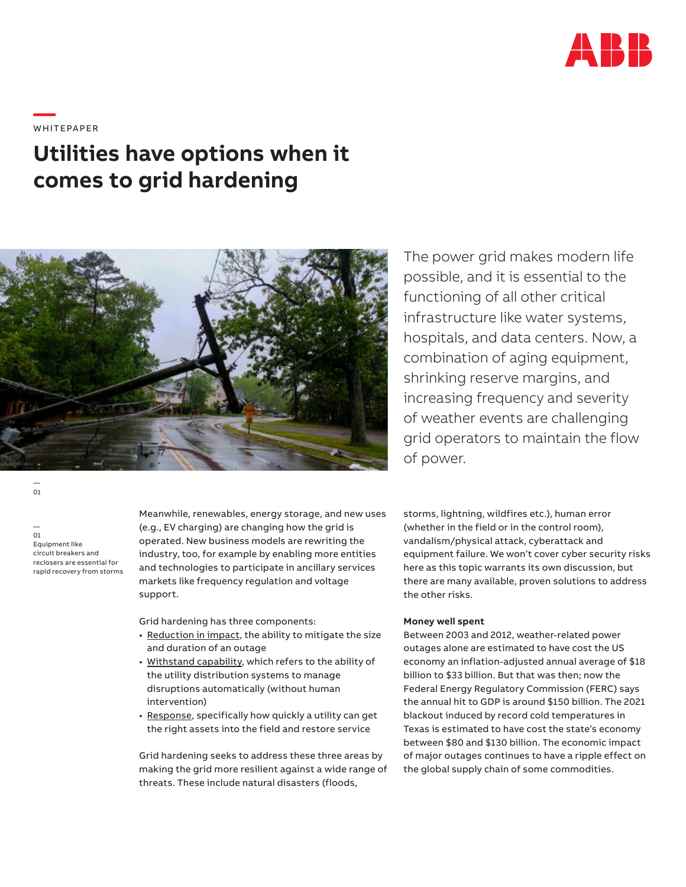WHITEPAPER

# Utilities have options when it comes to grid hardening

The power grid makes modern life possible, and it is essential to the functioning of all other critical infrastructure like water systems, hospitals, and data centers. Now, a combination of aging equipment, shrinking reserve margins, and increasing frequency and severity of weather events are challenging grid operators to maintain the flow of power.

— 01

— 01 Equipment like circuit breakers and reclosers are essential for rapid recovery from storms

Meanwhile, renewables, energy storage, and new uses (e.g., EV charging) are changing how the grid is operated. New business models are rewriting the industry, too, for example by enabling more entities and technologies to participate in ancillary services markets like frequency regulation and voltage support.

Grid hardening has three components:

- Reduction in impact, the ability to mitigate the size and duration of an outage
- Withstand capability, which refers to the ability of the utility distribution systems to manage disruptions automatically (without human intervention)
- Response, specifically how quickly a utility can get the right assets into the field and restore service

Grid hardening seeks to address these three areas by making the grid more resilient against a wide range of threats. These include natural disasters (floods, storms, lightning, wildfires etc.), human error (whether in the field or in the control room), vandalism/physical attack, cyberattack and equipment failure. We won't cover cyber security risks here as this topic warrants its own discussion, but there are many available, proven solutions to address the other risks.

**Money well spent**

Between 2003 and 2012, weather-related power outages alone are estimated to have cost the US economy an inflation-adjusted annual average of $18 billion to $33 billion. But that was then; now the Federal Energy Regulatory Commission (FERC) says the annual hit to GDP is around $150 billion. The 2021 blackout induced by record cold temperatures in Texas is estimated to have cost the state's economy between $80 and $130 billion. The economic impact of major outages continues to have a ripple effect on the global supply chain of some commodities.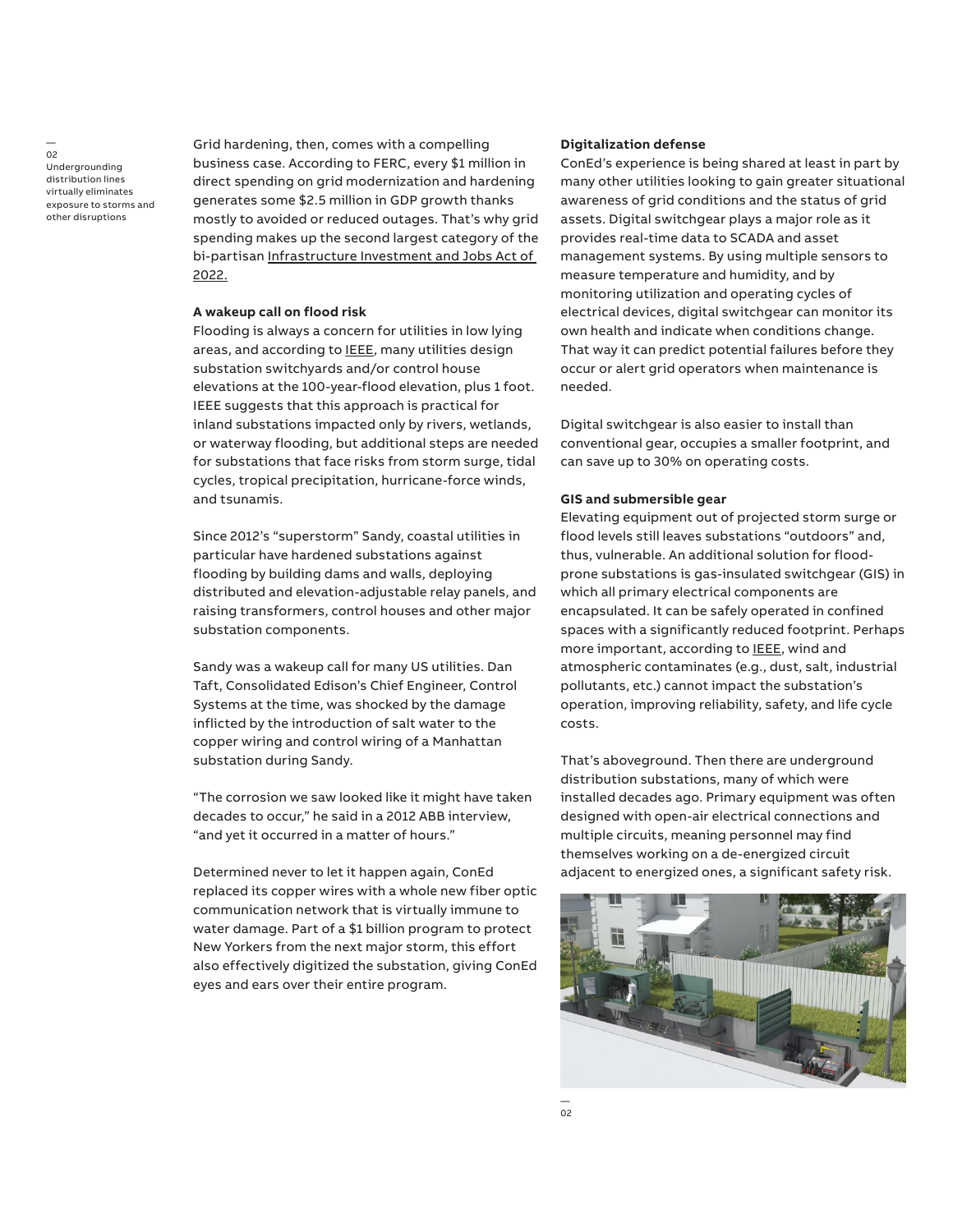— 02 Undergrounding distribution lines virtually eliminates exposure to storms and other disruptions

Grid hardening, then, comes with a compelling business case. According to FERC, every $1 million in direct spending on grid modernization and hardening generates some $2.5 million in GDP growth thanks mostly to avoided or reduced outages. That's why grid spending makes up the second largest category of the bi-partisan Infrastructure Investment and Jobs Act of 2022.

**A wakeup call on flood risk**

Flooding is always a concern for utilities in low lying areas, and according to IEEE, many utilities design substation switchyards and/or control house elevations at the 100-year-flood elevation, plus 1 foot. IEEE suggests that this approach is practical for inland substations impacted only by rivers, wetlands, or waterway flooding, but additional steps are needed for substations that face risks from storm surge, tidal cycles, tropical precipitation, hurricane-force winds, and tsunamis.

Since 2012's "superstorm" Sandy, coastal utilities in particular have hardened substations against flooding by building dams and walls, deploying distributed and elevation-adjustable relay panels, and raising transformers, control houses and other major substation components.

Sandy was a wakeup call for many US utilities. Dan Taft, Consolidated Edison's Chief Engineer, Control Systems at the time, was shocked by the damage inflicted by the introduction of salt water to the copper wiring and control wiring of a Manhattan substation during Sandy.

"The corrosion we saw looked like it might have taken decades to occur," he said in a 2012 ABB interview, "and yet it occurred in a matter of hours."

Determined never to let it happen again, ConEd replaced its copper wires with a whole new fiber optic communication network that is virtually immune to water damage. Part of a $1 billion program to protect New Yorkers from the next major storm, this effort also effectively digitized the substation, giving ConEd eyes and ears over their entire program.

**Digitalization defense**

ConEd's experience is being shared at least in part by many other utilities looking to gain greater situational awareness of grid conditions and the status of grid assets. Digital switchgear plays a major role as it provides real-time data to SCADA and asset management systems. By using multiple sensors to measure temperature and humidity, and by monitoring utilization and operating cycles of electrical devices, digital switchgear can monitor its own health and indicate when conditions change. That way it can predict potential failures before they occur or alert grid operators when maintenance is needed.

Digital switchgear is also easier to install than conventional gear, occupies a smaller footprint, and can save up to 30% on operating costs.

**GIS and submersible gear**

Elevating equipment out of projected storm surge or flood levels still leaves substations "outdoors" and, thus, vulnerable. An additional solution for flood-prone substations is gas-insulated switchgear (GIS) in which all primary electrical components are encapsulated. It can be safely operated in confined spaces with a significantly reduced footprint. Perhaps more important, according to IEEE, wind and atmospheric contaminates (e.g., dust, salt, industrial pollutants, etc.) cannot impact the substation's operation, improving reliability, safety, and life cycle costs.

That's aboveground. Then there are underground distribution substations, many of which were installed decades ago. Primary equipment was often designed with open-air electrical connections and multiple circuits, meaning personnel may find themselves working on a de-energized circuit adjacent to energized ones, a significant safety risk.

— 02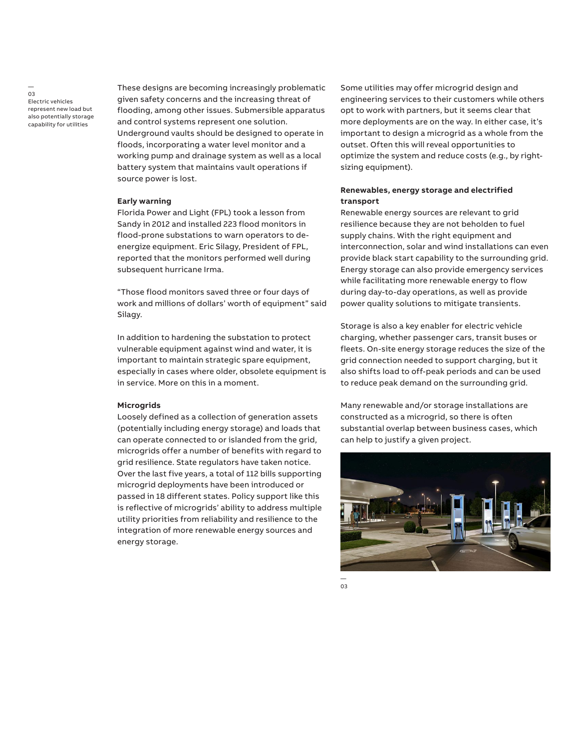These designs are becoming increasingly problematic given safety concerns and the increasing threat of flooding, among other issues. Submersible apparatus and control systems represent one solution. Underground vaults should be designed to operate in floods, incorporating a water level monitor and a working pump and drainage system as well as a local battery system that maintains vault operations if source power is lost.

**Early warning**

Florida Power and Light (FPL) took a lesson from Sandy in 2012 and installed 223 flood monitors in flood-prone substations to warn operators to de-energize equipment. Eric Silagy, President of FPL, reported that the monitors performed well during subsequent hurricane Irma.

"Those flood monitors saved three or four days of work and millions of dollars' worth of equipment" said Silagy.

In addition to hardening the substation to protect vulnerable equipment against wind and water, it is important to maintain strategic spare equipment, especially in cases where older, obsolete equipment is in service. More on this in a moment.

**Microgrids**

Loosely defined as a collection of generation assets (potentially including energy storage) and loads that can operate connected to or islanded from the grid, microgrids offer a number of benefits with regard to grid resilience. State regulators have taken notice. Over the last five years, a total of 112 bills supporting microgrid deployments have been introduced or passed in 18 different states. Policy support like this is reflective of microgrids' ability to address multiple utility priorities from reliability and resilience to the integration of more renewable energy sources and energy storage.

Some utilities may offer microgrid design and engineering services to their customers while others opt to work with partners, but it seems clear that more deployments are on the way. In either case, it's important to design a microgrid as a whole from the outset. Often this will reveal opportunities to optimize the system and reduce costs (e.g., by right-sizing equipment).

**Renewables, energy storage and electrified transport**

Renewable energy sources are relevant to grid resilience because they are not beholden to fuel supply chains. With the right equipment and interconnection, solar and wind installations can even provide black start capability to the surrounding grid. Energy storage can also provide emergency services while facilitating more renewable energy to flow during day-to-day operations, as well as provide power quality solutions to mitigate transients.

Storage is also a key enabler for electric vehicle charging, whether passenger cars, transit buses or fleets. On-site energy storage reduces the size of the grid connection needed to support charging, but it also shifts load to off-peak periods and can be used to reduce peak demand on the surrounding grid.

Many renewable and/or storage installations are constructed as a microgrid, so there is often substantial overlap between business cases, which can help to justify a given project.

—
03

—
03
Electric vehicles represent new load but also potentially storage capability for utilities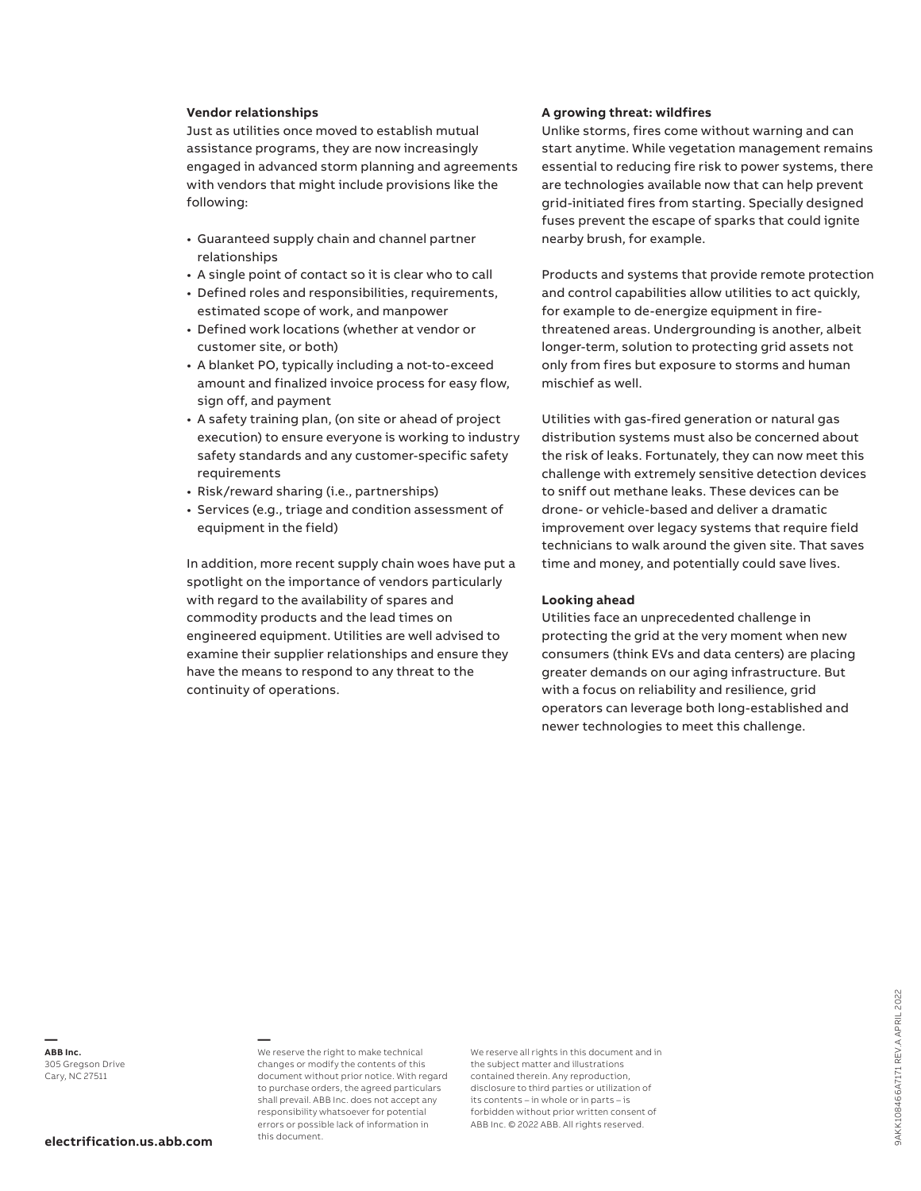### Vendor relationships

Just as utilities once moved to establish mutual assistance programs, they are now increasingly engaged in advanced storm planning and agreements with vendors that might include provisions like the following:

- Guaranteed supply chain and channel partner relationships
- A single point of contact so it is clear who to call
- Defined roles and responsibilities, requirements, estimated scope of work, and manpower
- Defined work locations (whether at vendor or customer site, or both)
- A blanket PO, typically including a not-to-exceed amount and finalized invoice process for easy flow, sign off, and payment
- A safety training plan, (on site or ahead of project execution) to ensure everyone is working to industry safety standards and any customer-specific safety requirements
- Risk/reward sharing (i.e., partnerships)
- Services (e.g., triage and condition assessment of equipment in the field)

In addition, more recent supply chain woes have put a spotlight on the importance of vendors particularly with regard to the availability of spares and commodity products and the lead times on engineered equipment. Utilities are well advised to examine their supplier relationships and ensure they have the means to respond to any threat to the continuity of operations.

### A growing threat: wildfires

Unlike storms, fires come without warning and can start anytime. While vegetation management remains essential to reducing fire risk to power systems, there are technologies available now that can help prevent grid-initiated fires from starting. Specially designed fuses prevent the escape of sparks that could ignite nearby brush, for example.

Products and systems that provide remote protection and control capabilities allow utilities to act quickly, for example to de-energize equipment in fire-threatened areas. Undergrounding is another, albeit longer-term, solution to protecting grid assets not only from fires but exposure to storms and human mischief as well.

Utilities with gas-fired generation or natural gas distribution systems must also be concerned about the risk of leaks. Fortunately, they can now meet this challenge with extremely sensitive detection devices to sniff out methane leaks. These devices can be drone- or vehicle-based and deliver a dramatic improvement over legacy systems that require field technicians to walk around the given site. That saves time and money, and potentially could save lives.

### Looking ahead

Utilities face an unprecedented challenge in protecting the grid at the very moment when new consumers (think EVs and data centers) are placing greater demands on our aging infrastructure. But with a focus on reliability and resilience, grid operators can leverage both long-established and newer technologies to meet this challenge.

—

**ABB Inc.**
305 Gregson Drive
Cary, NC 27511

**electrification.us.abb.com**

—

We reserve the right to make technical changes or modify the contents of this document without prior notice. With regard to purchase orders, the agreed particulars shall prevail. ABB Inc. does not accept any responsibility whatsoever for potential errors or possible lack of information in this document.

We reserve all rights in this document and in the subject matter and illustrations contained therein. Any reproduction, disclosure to third parties or utilization of its contents – in whole or in parts – is forbidden without prior written consent of ABB Inc. © 2022 ABB. All rights reserved.

9AKK108466A7171 REV A APRIL 2022